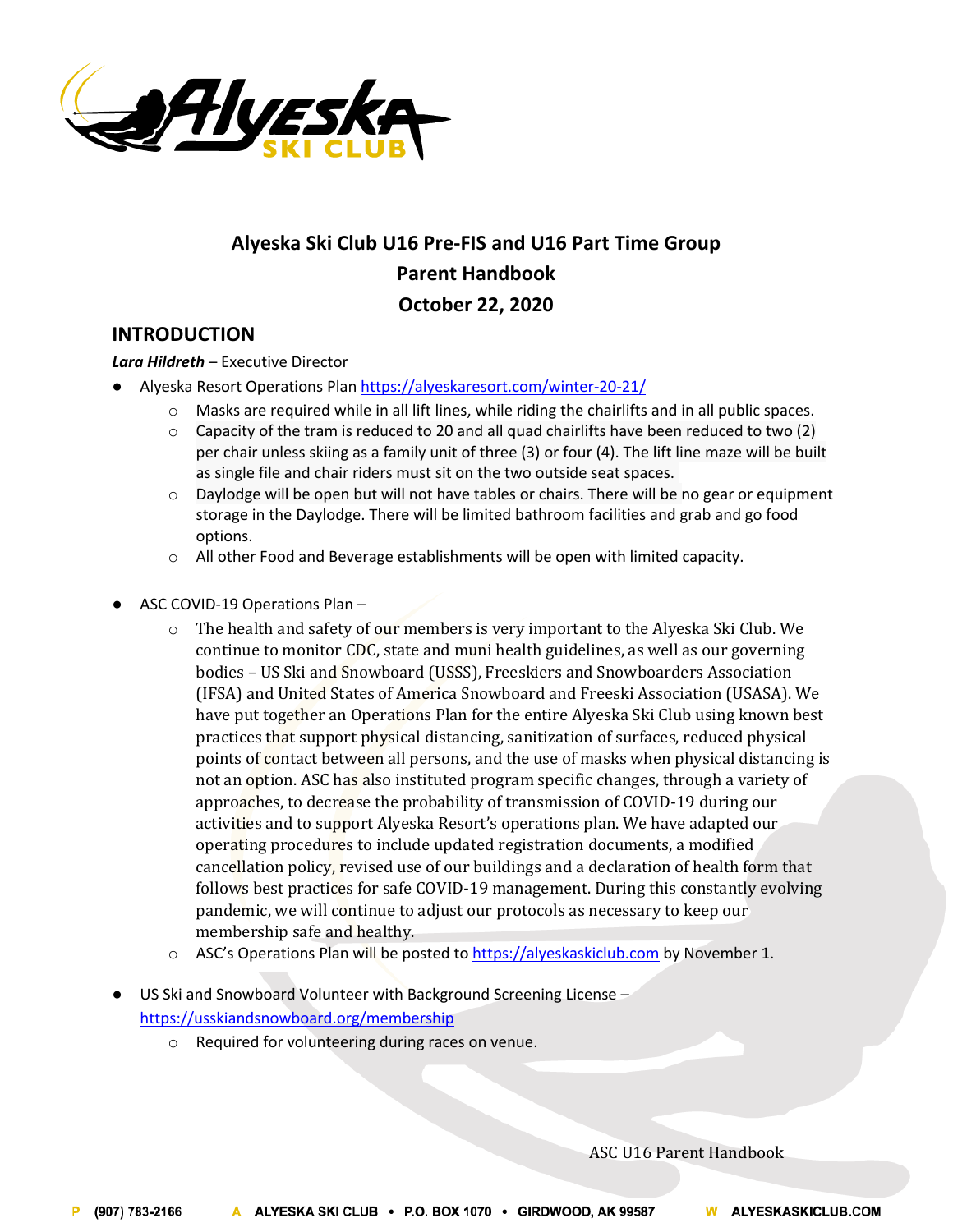# Alyeska Ski Club U16 Pre-FIS and U16 Part Time Group
# Parent Handbook
# October 22, 2020

## INTRODUCTION

***Lara Hildreth*** – Executive Director

- Alyeska Resort Operations Plan https://alyeskaresort.com/winter-20-21/
  - Masks are required while in all lift lines, while riding the chairlifts and in all public spaces.
  - Capacity of the tram is reduced to 20 and all quad chairlifts have been reduced to two (2) per chair unless skiing as a family unit of three (3) or four (4). The lift line maze will be built as single file and chair riders must sit on the two outside seat spaces.
  - Daylodge will be open but will not have tables or chairs. There will be no gear or equipment storage in the Daylodge. There will be limited bathroom facilities and grab and go food options.
  - All other Food and Beverage establishments will be open with limited capacity.

- ASC COVID-19 Operations Plan –
  - The health and safety of our members is very important to the Alyeska Ski Club. We continue to monitor CDC, state and muni health guidelines, as well as our governing bodies – US Ski and Snowboard (USSS), Freeskiers and Snowboarders Association (IFSA) and United States of America Snowboard and Freeski Association (USASA). We have put together an Operations Plan for the entire Alyeska Ski Club using known best practices that support physical distancing, sanitization of surfaces, reduced physical points of contact between all persons, and the use of masks when physical distancing is not an option. ASC has also instituted program specific changes, through a variety of approaches, to decrease the probability of transmission of COVID-19 during our activities and to support Alyeska Resort's operations plan. We have adapted our operating procedures to include updated registration documents, a modified cancellation policy, revised use of our buildings and a declaration of health form that follows best practices for safe COVID-19 management. During this constantly evolving pandemic, we will continue to adjust our protocols as necessary to keep our membership safe and healthy.
  - ASC's Operations Plan will be posted to https://alyeskaskiclub.com by November 1.

- US Ski and Snowboard Volunteer with Background Screening License – https://usskiandsnowboard.org/membership
  - Required for volunteering during races on venue.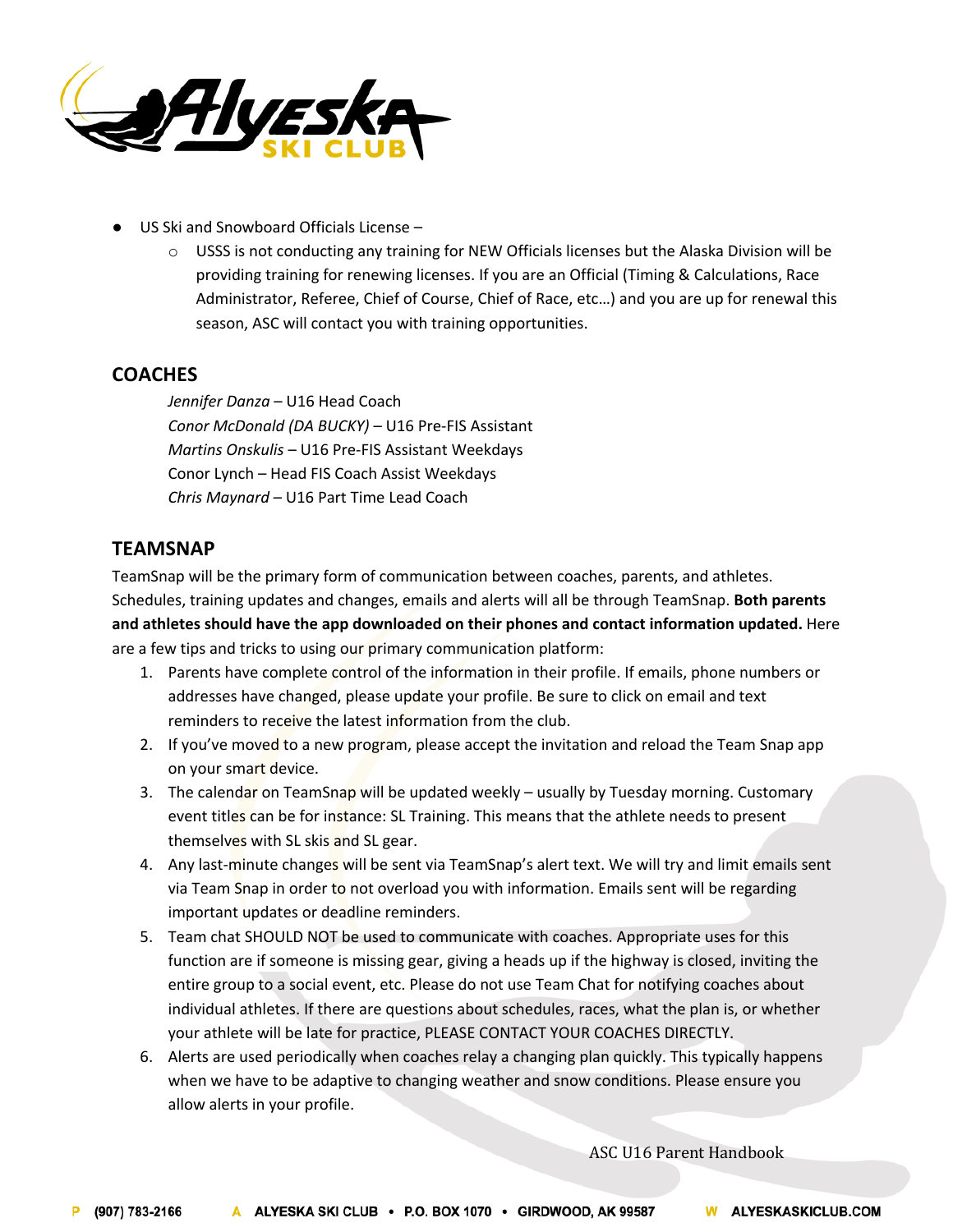- US Ski and Snowboard Officials License –
  - USSS is not conducting any training for NEW Officials licenses but the Alaska Division will be providing training for renewing licenses. If you are an Official (Timing & Calculations, Race Administrator, Referee, Chief of Course, Chief of Race, etc…) and you are up for renewal this season, ASC will contact you with training opportunities.

## COACHES

*Jennifer Danza* – U16 Head Coach
*Conor McDonald (DA BUCKY)* – U16 Pre-FIS Assistant
*Martins Onskulis* – U16 Pre-FIS Assistant Weekdays
Conor Lynch – Head FIS Coach Assist Weekdays
*Chris Maynard* – U16 Part Time Lead Coach

## TEAMSNAP

TeamSnap will be the primary form of communication between coaches, parents, and athletes. Schedules, training updates and changes, emails and alerts will all be through TeamSnap. **Both parents and athletes should have the app downloaded on their phones and contact information updated.** Here are a few tips and tricks to using our primary communication platform:

1. Parents have complete control of the information in their profile. If emails, phone numbers or addresses have changed, please update your profile. Be sure to click on email and text reminders to receive the latest information from the club.
2. If you've moved to a new program, please accept the invitation and reload the Team Snap app on your smart device.
3. The calendar on TeamSnap will be updated weekly – usually by Tuesday morning. Customary event titles can be for instance: SL Training. This means that the athlete needs to present themselves with SL skis and SL gear.
4. Any last-minute changes will be sent via TeamSnap's alert text. We will try and limit emails sent via Team Snap in order to not overload you with information. Emails sent will be regarding important updates or deadline reminders.
5. Team chat SHOULD NOT be used to communicate with coaches. Appropriate uses for this function are if someone is missing gear, giving a heads up if the highway is closed, inviting the entire group to a social event, etc. Please do not use Team Chat for notifying coaches about individual athletes. If there are questions about schedules, races, what the plan is, or whether your athlete will be late for practice, PLEASE CONTACT YOUR COACHES DIRECTLY.
6. Alerts are used periodically when coaches relay a changing plan quickly. This typically happens when we have to be adaptive to changing weather and snow conditions. Please ensure you allow alerts in your profile.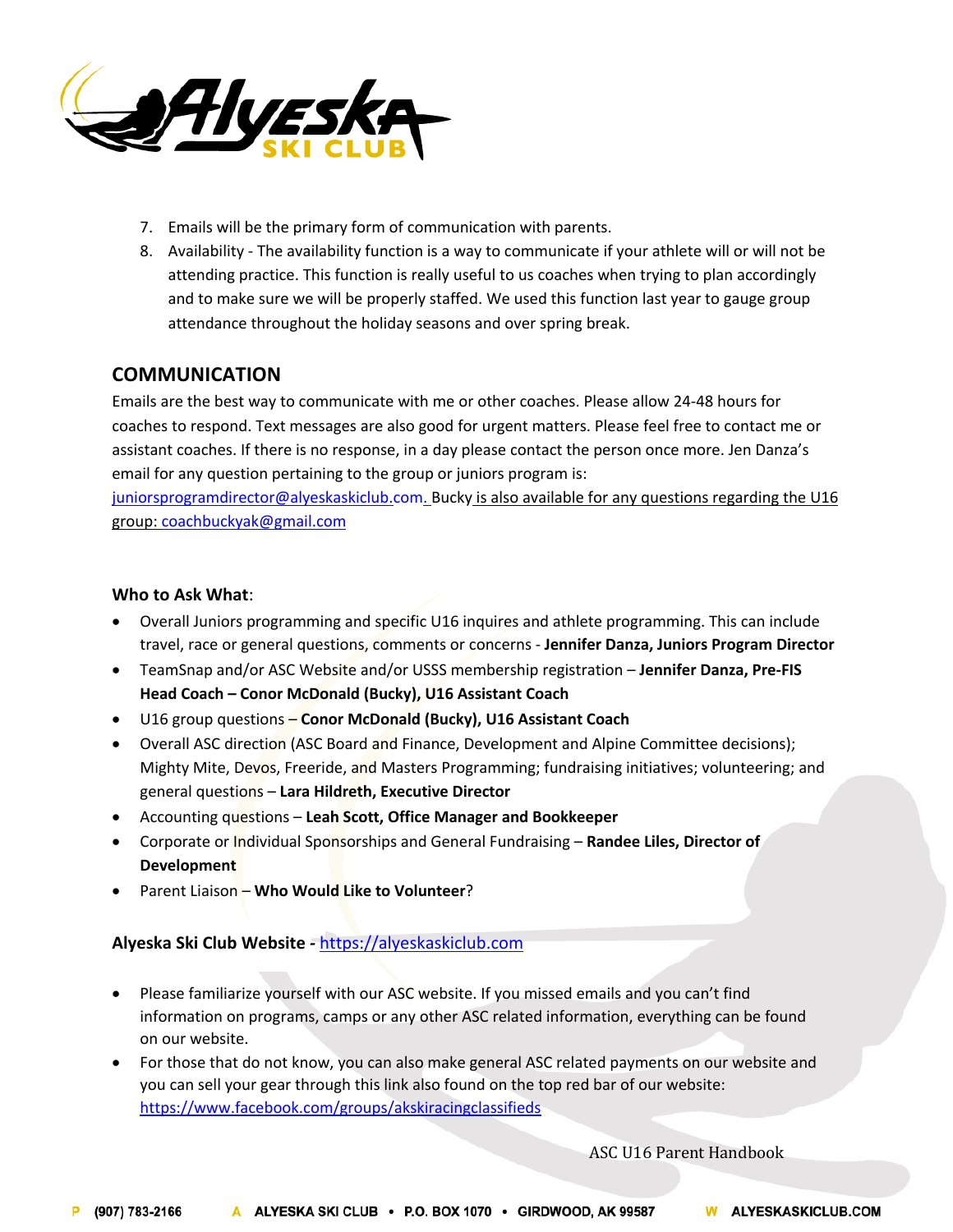7. Emails will be the primary form of communication with parents.
8. Availability - The availability function is a way to communicate if your athlete will or will not be attending practice. This function is really useful to us coaches when trying to plan accordingly and to make sure we will be properly staffed. We used this function last year to gauge group attendance throughout the holiday seasons and over spring break.

## COMMUNICATION

Emails are the best way to communicate with me or other coaches. Please allow 24-48 hours for coaches to respond. Text messages are also good for urgent matters. Please feel free to contact me or assistant coaches. If there is no response, in a day please contact the person once more. Jen Danza's email for any question pertaining to the group or juniors program is: juniorsprogramdirector@alyeskaskiclub.com. Bucky is also available for any questions regarding the U16 group: coachbuckyak@gmail.com

### Who to Ask What:

- Overall Juniors programming and specific U16 inquires and athlete programming. This can include travel, race or general questions, comments or concerns - **Jennifer Danza, Juniors Program Director**
- TeamSnap and/or ASC Website and/or USSS membership registration – **Jennifer Danza, Pre-FIS Head Coach – Conor McDonald (Bucky), U16 Assistant Coach**
- U16 group questions – **Conor McDonald (Bucky), U16 Assistant Coach**
- Overall ASC direction (ASC Board and Finance, Development and Alpine Committee decisions); Mighty Mite, Devos, Freeride, and Masters Programming; fundraising initiatives; volunteering; and general questions – **Lara Hildreth, Executive Director**
- Accounting questions – **Leah Scott, Office Manager and Bookkeeper**
- Corporate or Individual Sponsorships and General Fundraising – **Randee Liles, Director of Development**
- Parent Liaison – **Who Would Like to Volunteer**?

### Alyeska Ski Club Website - https://alyeskaskiclub.com

- Please familiarize yourself with our ASC website. If you missed emails and you can't find information on programs, camps or any other ASC related information, everything can be found on our website.
- For those that do not know, you can also make general ASC related payments on our website and you can sell your gear through this link also found on the top red bar of our website: https://www.facebook.com/groups/akskiracingclassifieds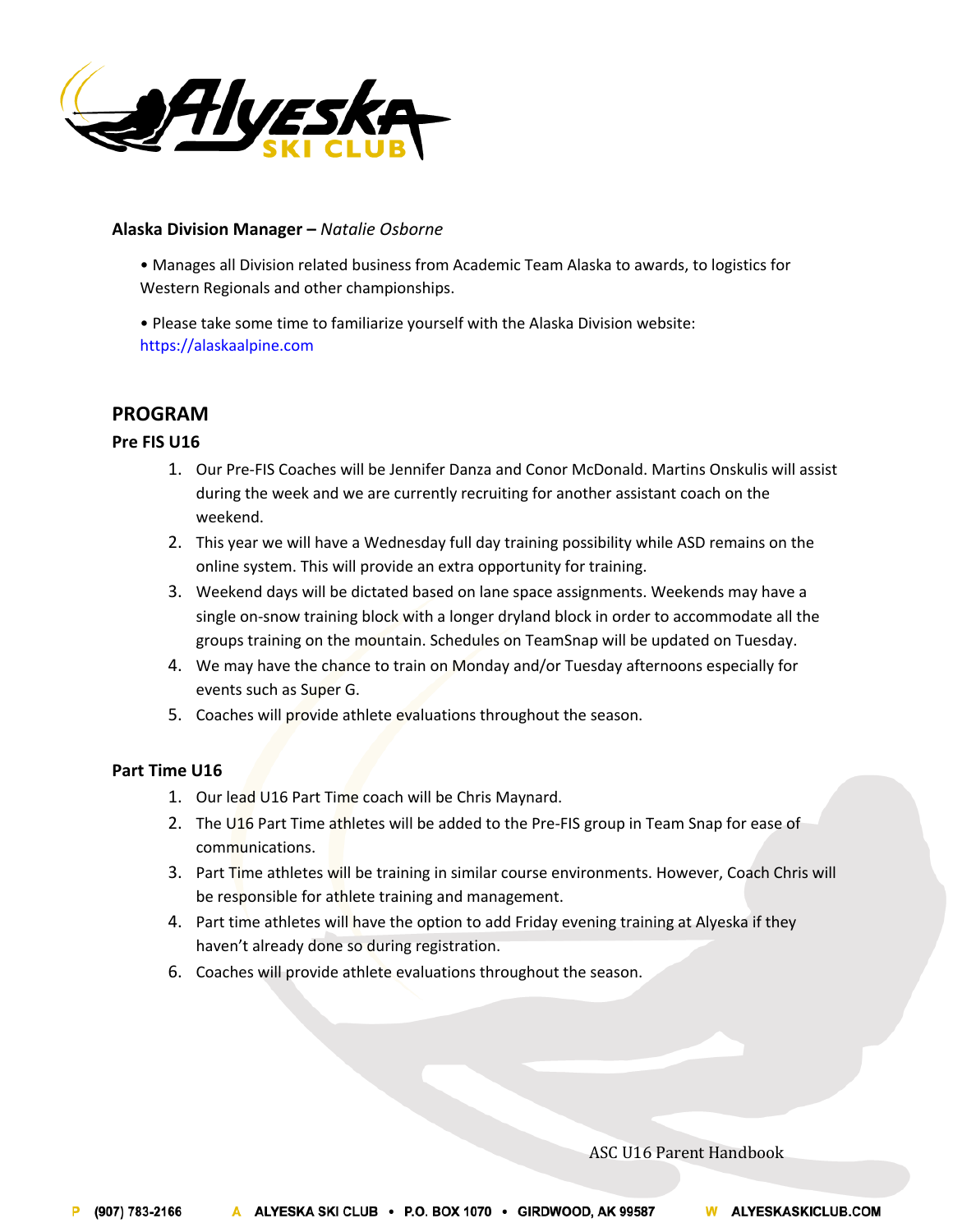**Alaska Division Manager –** *Natalie Osborne*

- Manages all Division related business from Academic Team Alaska to awards, to logistics for Western Regionals and other championships.
- Please take some time to familiarize yourself with the Alaska Division website: https://alaskaalpine.com

## PROGRAM

### Pre FIS U16

1. Our Pre-FIS Coaches will be Jennifer Danza and Conor McDonald. Martins Onskulis will assist during the week and we are currently recruiting for another assistant coach on the weekend.
2. This year we will have a Wednesday full day training possibility while ASD remains on the online system. This will provide an extra opportunity for training.
3. Weekend days will be dictated based on lane space assignments. Weekends may have a single on-snow training block with a longer dryland block in order to accommodate all the groups training on the mountain. Schedules on TeamSnap will be updated on Tuesday.
4. We may have the chance to train on Monday and/or Tuesday afternoons especially for events such as Super G.
5. Coaches will provide athlete evaluations throughout the season.

### Part Time U16

1. Our lead U16 Part Time coach will be Chris Maynard.
2. The U16 Part Time athletes will be added to the Pre-FIS group in Team Snap for ease of communications.
3. Part Time athletes will be training in similar course environments. However, Coach Chris will be responsible for athlete training and management.
4. Part time athletes will have the option to add Friday evening training at Alyeska if they haven't already done so during registration.

6. Coaches will provide athlete evaluations throughout the season.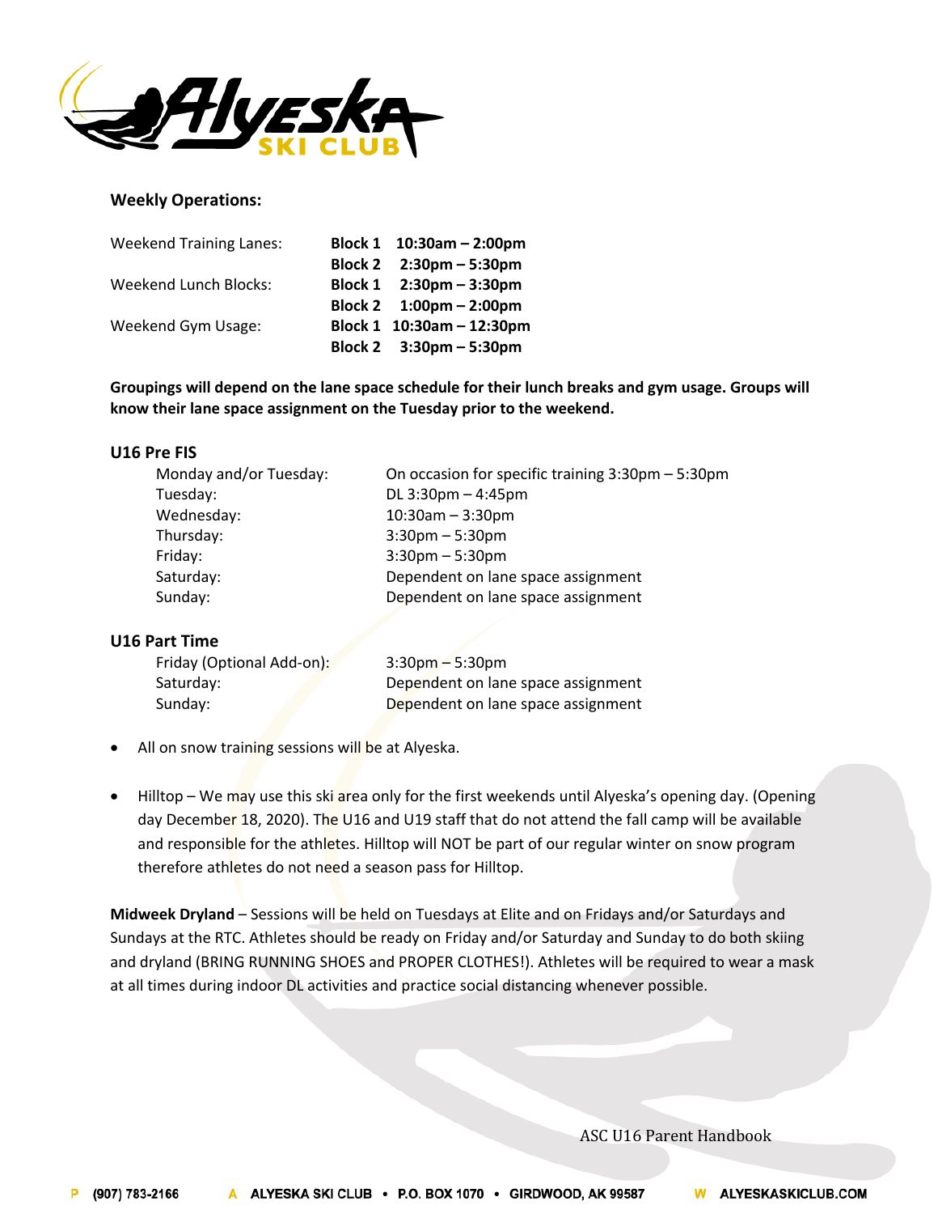**Weekly Operations:**

| | | |
|---|---|---|
| Weekend Training Lanes: | **Block 1** | **10:30am – 2:00pm** |
| | **Block 2** | **2:30pm – 5:30pm** |
| Weekend Lunch Blocks: | **Block 1** | **2:30pm – 3:30pm** |
| | **Block 2** | **1:00pm – 2:00pm** |
| Weekend Gym Usage: | **Block 1** | **10:30am – 12:30pm** |
| | **Block 2** | **3:30pm – 5:30pm** |

**Groupings will depend on the lane space schedule for their lunch breaks and gym usage. Groups will know their lane space assignment on the Tuesday prior to the weekend.**

**U16 Pre FIS**

| | |
|---|---|
| Monday and/or Tuesday: | On occasion for specific training 3:30pm – 5:30pm |
| Tuesday: | DL 3:30pm – 4:45pm |
| Wednesday: | 10:30am – 3:30pm |
| Thursday: | 3:30pm – 5:30pm |
| Friday: | 3:30pm – 5:30pm |
| Saturday: | Dependent on lane space assignment |
| Sunday: | Dependent on lane space assignment |

**U16 Part Time**

| | |
|---|---|
| Friday (Optional Add-on): | 3:30pm – 5:30pm |
| Saturday: | Dependent on lane space assignment |
| Sunday: | Dependent on lane space assignment |

- All on snow training sessions will be at Alyeska.
- Hilltop – We may use this ski area only for the first weekends until Alyeska's opening day. (Opening day December 18, 2020). The U16 and U19 staff that do not attend the fall camp will be available and responsible for the athletes. Hilltop will NOT be part of our regular winter on snow program therefore athletes do not need a season pass for Hilltop.

**Midweek Dryland** – Sessions will be held on Tuesdays at Elite and on Fridays and/or Saturdays and Sundays at the RTC. Athletes should be ready on Friday and/or Saturday and Sunday to do both skiing and dryland (BRING RUNNING SHOES and PROPER CLOTHES!). Athletes will be required to wear a mask at all times during indoor DL activities and practice social distancing whenever possible.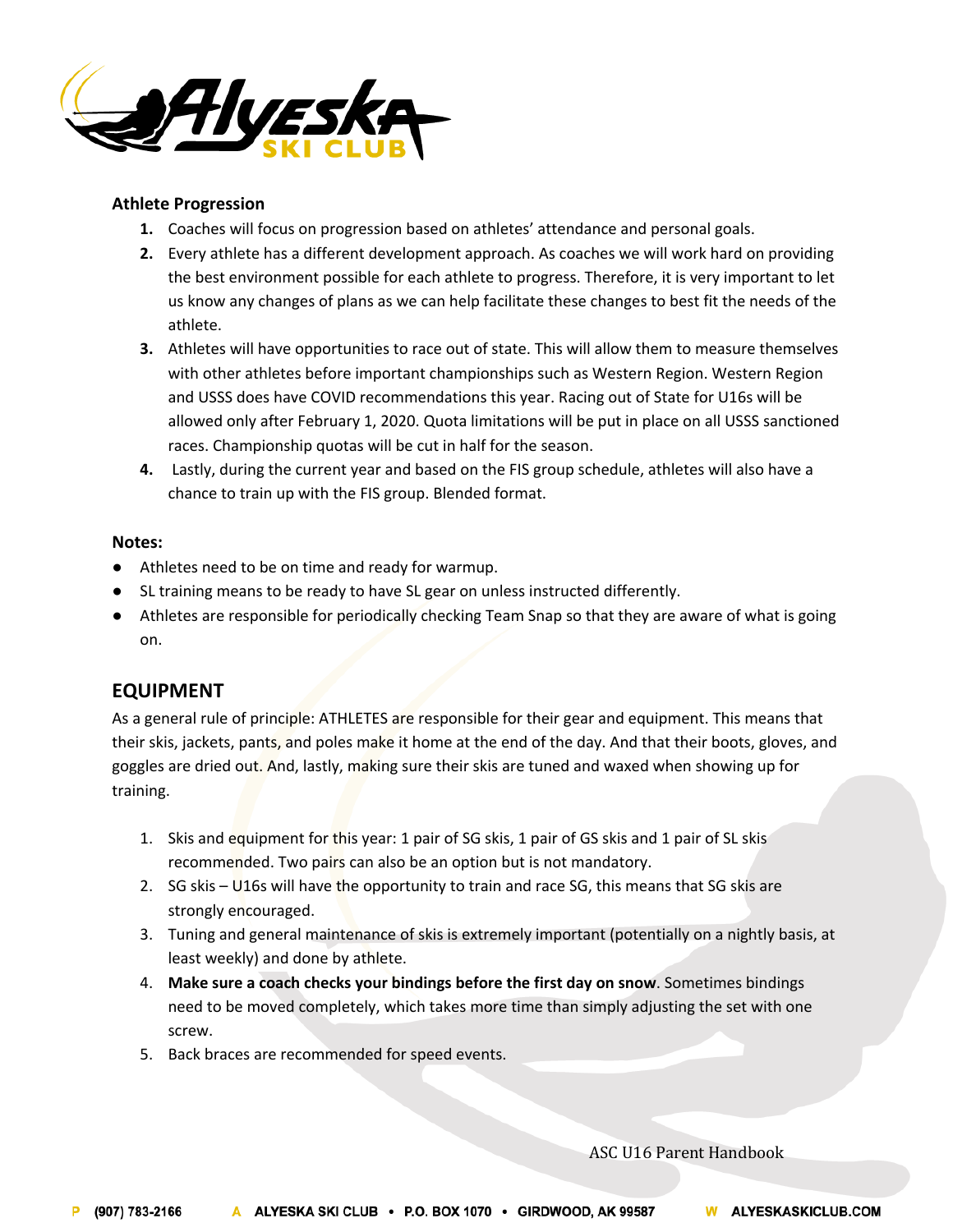### Athlete Progression

1. Coaches will focus on progression based on athletes' attendance and personal goals.
2. Every athlete has a different development approach. As coaches we will work hard on providing the best environment possible for each athlete to progress. Therefore, it is very important to let us know any changes of plans as we can help facilitate these changes to best fit the needs of the athlete.
3. Athletes will have opportunities to race out of state. This will allow them to measure themselves with other athletes before important championships such as Western Region. Western Region and USSS does have COVID recommendations this year. Racing out of State for U16s will be allowed only after February 1, 2020. Quota limitations will be put in place on all USSS sanctioned races. Championship quotas will be cut in half for the season.
4. Lastly, during the current year and based on the FIS group schedule, athletes will also have a chance to train up with the FIS group. Blended format.

**Notes:**

- Athletes need to be on time and ready for warmup.
- SL training means to be ready to have SL gear on unless instructed differently.
- Athletes are responsible for periodically checking Team Snap so that they are aware of what is going on.

## EQUIPMENT

As a general rule of principle: ATHLETES are responsible for their gear and equipment. This means that their skis, jackets, pants, and poles make it home at the end of the day. And that their boots, gloves, and goggles are dried out. And, lastly, making sure their skis are tuned and waxed when showing up for training.

1. Skis and equipment for this year: 1 pair of SG skis, 1 pair of GS skis and 1 pair of SL skis recommended. Two pairs can also be an option but is not mandatory.
2. SG skis – U16s will have the opportunity to train and race SG, this means that SG skis are strongly encouraged.
3. Tuning and general maintenance of skis is extremely important (potentially on a nightly basis, at least weekly) and done by athlete.
4. **Make sure a coach checks your bindings before the first day on snow**. Sometimes bindings need to be moved completely, which takes more time than simply adjusting the set with one screw.
5. Back braces are recommended for speed events.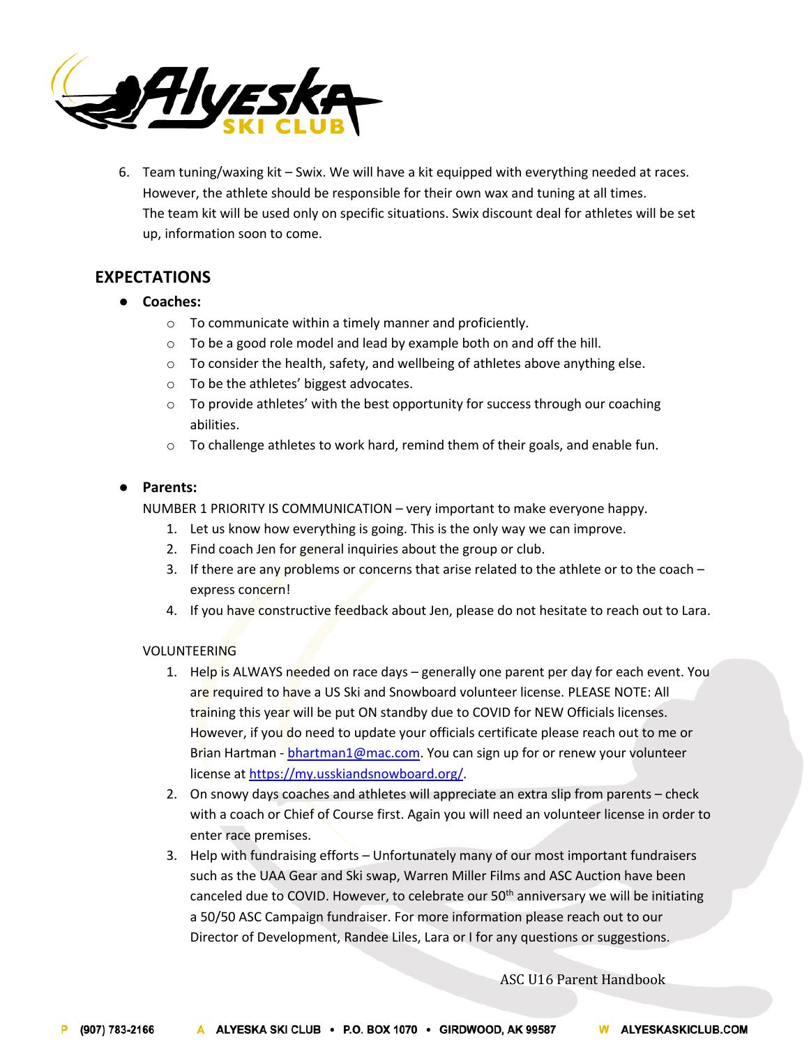6. Team tuning/waxing kit – Swix. We will have a kit equipped with everything needed at races. However, the athlete should be responsible for their own wax and tuning at all times. The team kit will be used only on specific situations. Swix discount deal for athletes will be set up, information soon to come.

## EXPECTATIONS

- **Coaches:**
  - To communicate within a timely manner and proficiently.
  - To be a good role model and lead by example both on and off the hill.
  - To consider the health, safety, and wellbeing of athletes above anything else.
  - To be the athletes' biggest advocates.
  - To provide athletes' with the best opportunity for success through our coaching abilities.
  - To challenge athletes to work hard, remind them of their goals, and enable fun.

- **Parents:**

  NUMBER 1 PRIORITY IS COMMUNICATION – very important to make everyone happy.

  1. Let us know how everything is going. This is the only way we can improve.
  2. Find coach Jen for general inquiries about the group or club.
  3. If there are any problems or concerns that arise related to the athlete or to the coach – express concern!
  4. If you have constructive feedback about Jen, please do not hesitate to reach out to Lara.

  VOLUNTEERING

  1. Help is ALWAYS needed on race days – generally one parent per day for each event. You are required to have a US Ski and Snowboard volunteer license. PLEASE NOTE: All training this year will be put ON standby due to COVID for NEW Officials licenses. However, if you do need to update your officials certificate please reach out to me or Brian Hartman - bhartman1@mac.com. You can sign up for or renew your volunteer license at https://my.usskiandsnowboard.org/.
  2. On snowy days coaches and athletes will appreciate an extra slip from parents – check with a coach or Chief of Course first. Again you will need an volunteer license in order to enter race premises.
  3. Help with fundraising efforts – Unfortunately many of our most important fundraisers such as the UAA Gear and Ski swap, Warren Miller Films and ASC Auction have been canceled due to COVID. However, to celebrate our 50th anniversary we will be initiating a 50/50 ASC Campaign fundraiser. For more information please reach out to our Director of Development, Randee Liles, Lara or I for any questions or suggestions.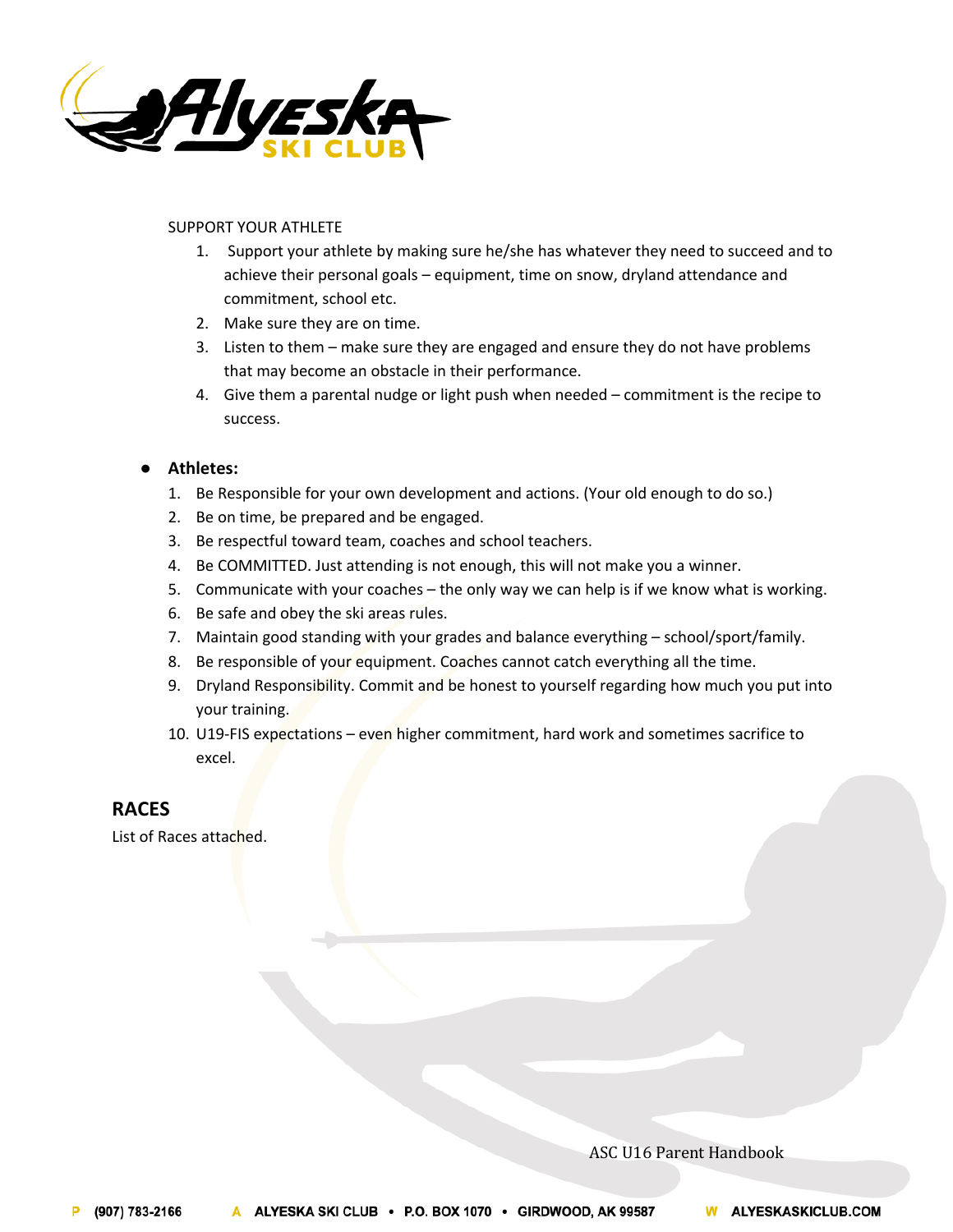SUPPORT YOUR ATHLETE

1. Support your athlete by making sure he/she has whatever they need to succeed and to achieve their personal goals – equipment, time on snow, dryland attendance and commitment, school etc.
2. Make sure they are on time.
3. Listen to them – make sure they are engaged and ensure they do not have problems that may become an obstacle in their performance.
4. Give them a parental nudge or light push when needed – commitment is the recipe to success.

- **Athletes:**
  1. Be Responsible for your own development and actions. (Your old enough to do so.)
  2. Be on time, be prepared and be engaged.
  3. Be respectful toward team, coaches and school teachers.
  4. Be COMMITTED. Just attending is not enough, this will not make you a winner.
  5. Communicate with your coaches – the only way we can help is if we know what is working.
  6. Be safe and obey the ski areas rules.
  7. Maintain good standing with your grades and balance everything – school/sport/family.
  8. Be responsible of your equipment. Coaches cannot catch everything all the time.
  9. Dryland Responsibility. Commit and be honest to yourself regarding how much you put into your training.
  10. U19-FIS expectations – even higher commitment, hard work and sometimes sacrifice to excel.

## RACES

List of Races attached.